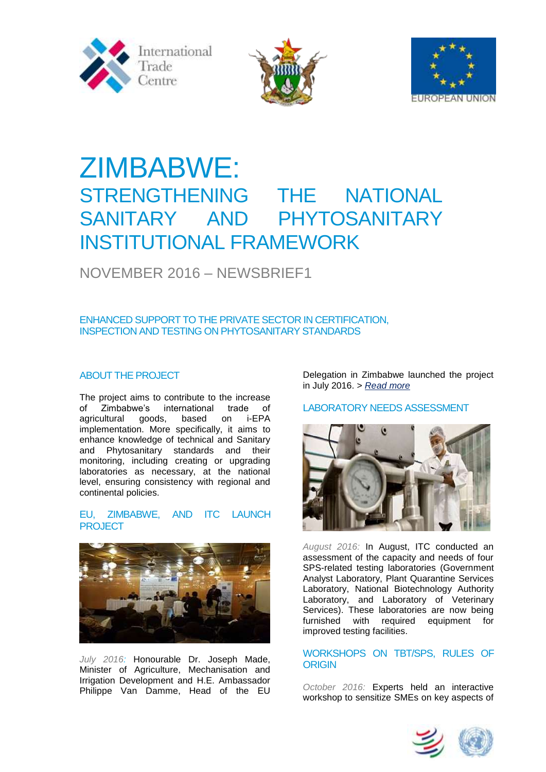# ZIMBABWE:

## STRENGTHENING THE NATIONAL SANITARY AND PHYTOSANITARY INSTITUTIONAL FRAMEWORK

NOVEMBER 2016 – NEWSBRIEF1

### ENHANCED SUPPORT TO THE PRIVATE SECTOR IN CERTIFICATION, INSPECTION AND TESTING ON PHYTOSANITARY STANDARDS

### ABOUT THE PROJECT

The project aims to contribute to the increase of Zimbabwe's international trade of agricultural goods, based on i-EPA implementation. More specifically, it aims to enhance knowledge of technical and Sanitary and Phytosanitary standards and their monitoring, including creating or upgrading laboratories as necessary, at the national level, ensuring consistency with regional and continental policies.

### EU, ZIMBABWE, AND ITC LAUNCH PROJECT

*July 2016:* Honourable Dr. Joseph Made, Minister of Agriculture, Mechanisation and Irrigation Development and H.E. Ambassador Philippe Van Damme, Head of the EU Delegation in Zimbabwe launched the project in July 2016. > *Read more*

### LABORATORY NEEDS ASSESSMENT

*August 2016:* In August, ITC conducted an assessment of the capacity and needs of four SPS-related testing laboratories (Government Analyst Laboratory, Plant Quarantine Services Laboratory, National Biotechnology Authority Laboratory, and Laboratory of Veterinary Services). These laboratories are now being furnished with required equipment for improved testing facilities.

### WORKSHOPS ON TBT/SPS, RULES OF ORIGIN

*October 2016:* Experts held an interactive workshop to sensitize SMEs on key aspects of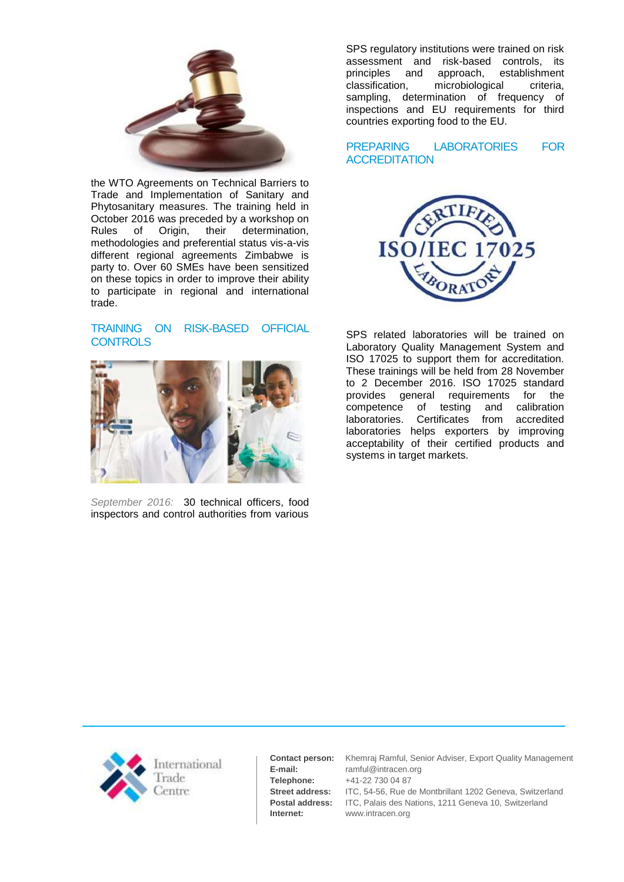the WTO Agreements on Technical Barriers to Trade and Implementation of Sanitary and Phytosanitary measures. The training held in October 2016 was preceded by a workshop on Rules of Origin, their determination, methodologies and preferential status vis-a-vis different regional agreements Zimbabwe is party to. Over 60 SMEs have been sensitized on these topics in order to improve their ability to participate in regional and international trade.

## TRAINING ON RISK-BASED OFFICIAL CONTROLS

*September 2016:* 30 technical officers, food inspectors and control authorities from various SPS regulatory institutions were trained on risk assessment and risk-based controls, its principles and approach, establishment classification, microbiological criteria, sampling, determination of frequency of inspections and EU requirements for third countries exporting food to the EU.

## PREPARING LABORATORIES FOR ACCREDITATION

SPS related laboratories will be trained on Laboratory Quality Management System and ISO 17025 to support them for accreditation. These trainings will be held from 28 November to 2 December 2016. ISO 17025 standard provides general requirements for the competence of testing and calibration laboratories. Certificates from accredited laboratories helps exporters by improving acceptability of their certified products and systems in target markets.

International Trade Centre

| | |
|---|---|
| **Contact person:** | Khemraj Ramful, Senior Adviser, Export Quality Management |
| **E-mail:** | ramful@intracen.org |
| **Telephone:** | +41-22 730 04 87 |
| **Street address:** | ITC, 54-56, Rue de Montbrillant 1202 Geneva, Switzerland |
| **Postal address:** | ITC, Palais des Nations, 1211 Geneva 10, Switzerland |
| **Internet:** | www.intracen.org |